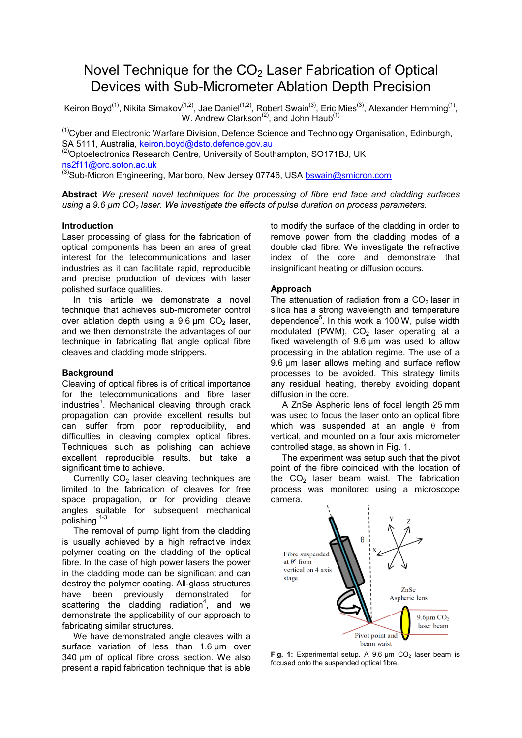# Novel Technique for the $CO_2$ Laser Fabrication of Optical Devices with Sub-Micrometer Ablation Depth Precision

Keiron Boyd[1], Nikita Simakov[1,2], Jae Daniel[1,2], Robert Swain[3], Eric Mies[3], Alexander Hemming[1], W. Andrew Clarkson[2], and John Haub[1]

[1]Cyber and Electronic Warfare Division, Defence Science and Technology Organisation, Edinburgh, SA 5111, Australia, keiron.boyd@dsto.defence.gov.au
[2]Optoelectronics Research Centre, University of Southampton, SO171BJ, UK ns2f11@orc.soton.ac.uk
[3]Sub-Micron Engineering, Marlboro, New Jersey 07746, USA bswain@smicron.com

**Abstract** *We present novel techniques for the processing of fibre end face and cladding surfaces using a 9.6 µm $CO_2$ laser. We investigate the effects of pulse duration on process parameters.*

## Introduction

Laser processing of glass for the fabrication of optical components has been an area of great interest for the telecommunications and laser industries as it can facilitate rapid, reproducible and precise production of devices with laser polished surface qualities.

In this article we demonstrate a novel technique that achieves sub-micrometer control over ablation depth using a 9.6 µm $CO_2$ laser, and we then demonstrate the advantages of our technique in fabricating flat angle optical fibre cleaves and cladding mode strippers.

## Background

Cleaving of optical fibres is of critical importance for the telecommunications and fibre laser industries[1]. Mechanical cleaving through crack propagation can provide excellent results but can suffer from poor reproducibility, and difficulties in cleaving complex optical fibres. Techniques such as polishing can achieve excellent reproducible results, but take a significant time to achieve.

Currently $CO_2$ laser cleaving techniques are limited to the fabrication of cleaves for free space propagation, or for providing cleave angles suitable for subsequent mechanical polishing.[1-3]

The removal of pump light from the cladding is usually achieved by a high refractive index polymer coating on the cladding of the optical fibre. In the case of high power lasers the power in the cladding mode can be significant and can destroy the polymer coating. All-glass structures have been previously demonstrated for scattering the cladding radiation[4], and we demonstrate the applicability of our approach to fabricating similar structures.

We have demonstrated angle cleaves with a surface variation of less than 1.6 µm over 340 µm of optical fibre cross section. We also present a rapid fabrication technique that is able to modify the surface of the cladding in order to remove power from the cladding modes of a double clad fibre. We investigate the refractive index of the core and demonstrate that insignificant heating or diffusion occurs.

## Approach

The attenuation of radiation from a $CO_2$ laser in silica has a strong wavelength and temperature dependence[5]. In this work a 100 W, pulse width modulated (PWM), $CO_2$ laser operating at a fixed wavelength of 9.6 µm was used to allow processing in the ablation regime. The use of a 9.6 µm laser allows melting and surface reflow processes to be avoided. This strategy limits any residual heating, thereby avoiding dopant diffusion in the core.

A ZnSe Aspheric lens of focal length 25 mm was used to focus the laser onto an optical fibre which was suspended at an angle $\theta$ from vertical, and mounted on a four axis micrometer controlled stage, as shown in Fig. 1.

The experiment was setup such that the pivot point of the fibre coincided with the location of the $CO_2$ laser beam waist. The fabrication process was monitored using a microscope camera.

**Fig. 1:** Experimental setup. A 9.6 µm $CO_2$ laser beam is focused onto the suspended optical fibre.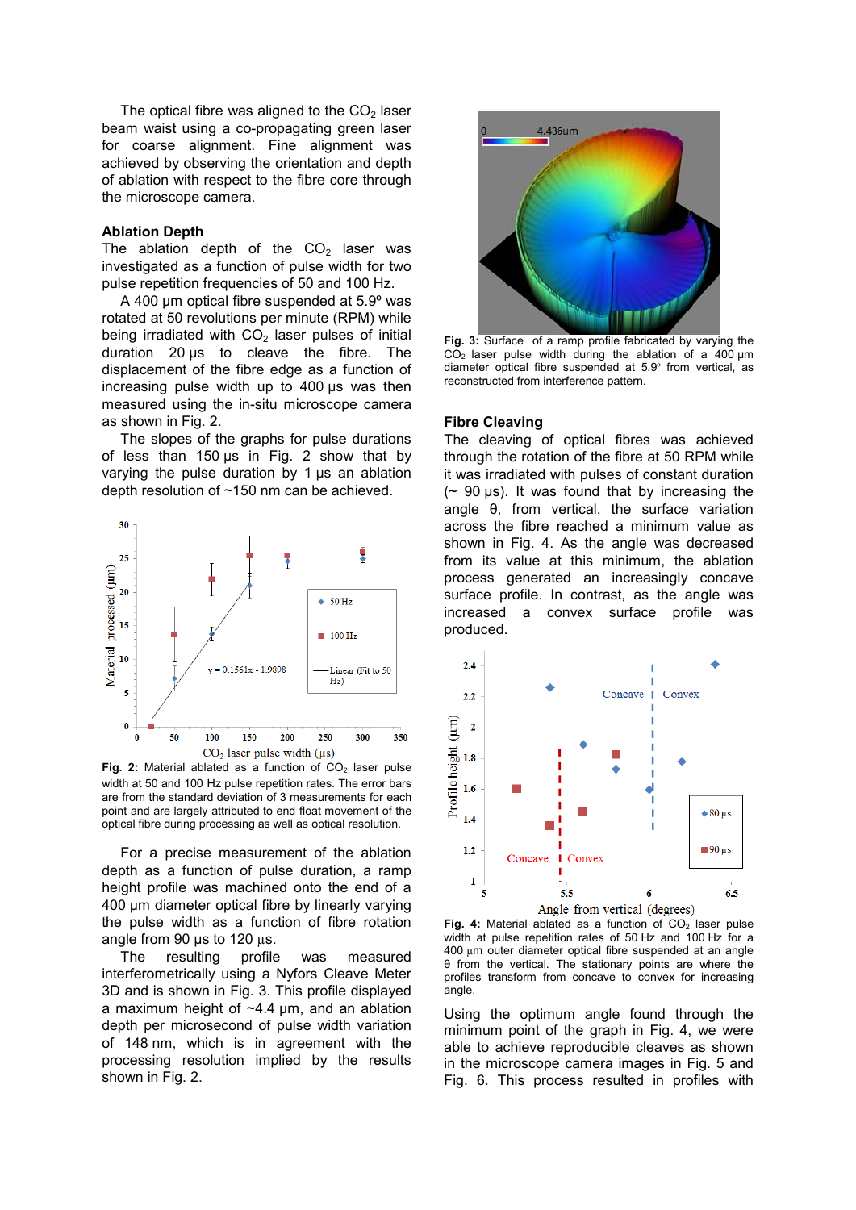The optical fibre was aligned to the $CO_2$ laser beam waist using a co-propagating green laser for coarse alignment. Fine alignment was achieved by observing the orientation and depth of ablation with respect to the fibre core through the microscope camera.

### Ablation Depth

The ablation depth of the $CO_2$ laser was investigated as a function of pulse width for two pulse repetition frequencies of 50 and 100 Hz.

A 400 µm optical fibre suspended at 5.9º was rotated at 50 revolutions per minute (RPM) while being irradiated with $CO_2$ laser pulses of initial duration 20 µs to cleave the fibre. The displacement of the fibre edge as a function of increasing pulse width up to 400 µs was then measured using the in-situ microscope camera as shown in Fig. 2.

The slopes of the graphs for pulse durations of less than 150 µs in Fig. 2 show that by varying the pulse duration by 1 µs an ablation depth resolution of ~150 nm can be achieved.

**Fig. 2:** Material ablated as a function of $CO_2$ laser pulse width at 50 and 100 Hz pulse repetition rates. The error bars are from the standard deviation of 3 measurements for each point and are largely attributed to end float movement of the optical fibre during processing as well as optical resolution.

For a precise measurement of the ablation depth as a function of pulse duration, a ramp height profile was machined onto the end of a 400 µm diameter optical fibre by linearly varying the pulse width as a function of fibre rotation angle from 90 µs to 120 µs.

The resulting profile was measured interferometrically using a Nyfors Cleave Meter 3D and is shown in Fig. 3. This profile displayed a maximum height of ~4.4 µm, and an ablation depth per microsecond of pulse width variation of 148 nm, which is in agreement with the processing resolution implied by the results shown in Fig. 2.

**Fig. 3:** Surface of a ramp profile fabricated by varying the $CO_2$ laser pulse width during the ablation of a 400 µm diameter optical fibre suspended at 5.9º from vertical, as reconstructed from interference pattern.

### Fibre Cleaving

The cleaving of optical fibres was achieved through the rotation of the fibre at 50 RPM while it was irradiated with pulses of constant duration (~ 90 µs). It was found that by increasing the angle θ, from vertical, the surface variation across the fibre reached a minimum value as shown in Fig. 4. As the angle was decreased from its value at this minimum, the ablation process generated an increasingly concave surface profile. In contrast, as the angle was increased a convex surface profile was produced.

**Fig. 4:** Material ablated as a function of $CO_2$ laser pulse width at pulse repetition rates of 50 Hz and 100 Hz for a 400 µm outer diameter optical fibre suspended at an angle θ from the vertical. The stationary points are where the profiles transform from concave to convex for increasing angle.

Using the optimum angle found through the minimum point of the graph in Fig. 4, we were able to achieve reproducible cleaves as shown in the microscope camera images in Fig. 5 and Fig. 6. This process resulted in profiles with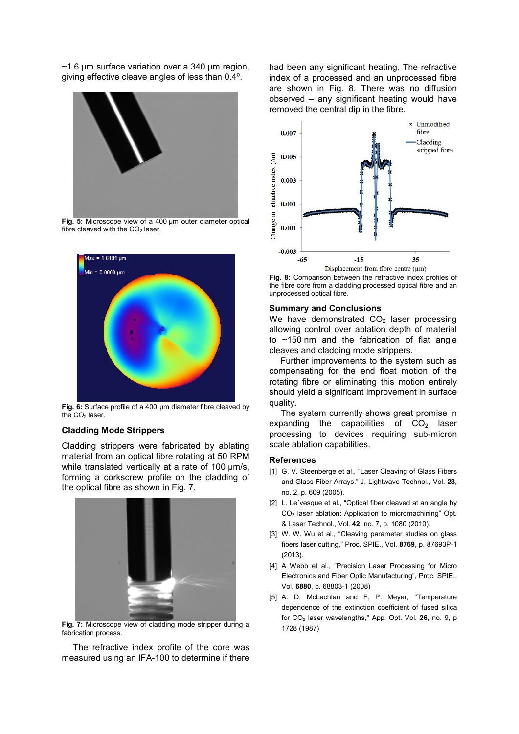~1.6 μm surface variation over a 340 μm region, giving effective cleave angles of less than 0.4º.

**Fig. 5:** Microscope view of a 400 μm outer diameter optical fibre cleaved with the $CO_2$ laser.

Max = 1.6181 µm

Min = 0.0000 µm

**Fig. 6:** Surface profile of a 400 μm diameter fibre cleaved by the $CO_2$ laser.

### Cladding Mode Strippers

Cladding strippers were fabricated by ablating material from an optical fibre rotating at 50 RPM while translated vertically at a rate of 100 μm/s, forming a corkscrew profile on the cladding of the optical fibre as shown in Fig. 7.

**Fig. 7:** Microscope view of cladding mode stripper during a fabrication process.

The refractive index profile of the core was measured using an IFA-100 to determine if there had been any significant heating. The refractive index of a processed and an unprocessed fibre are shown in Fig. 8. There was no diffusion observed – any significant heating would have removed the central dip in the fibre.

Change in refractive index (Δn)

0.007

0.005

0.003

0.001

-0.001

-0.003

-65

-15

35

Displacement from fibre centre (μm)

Unmodified fibre

Cladding stripped fibre

**Fig. 8:** Comparison between the refractive index profiles of the fibre core from a cladding processed optical fibre and an unprocessed optical fibre.

### Summary and Conclusions

We have demonstrated $CO_2$ laser processing allowing control over ablation depth of material to ~150 nm and the fabrication of flat angle cleaves and cladding mode strippers.

Further improvements to the system such as compensating for the end float motion of the rotating fibre or eliminating this motion entirely should yield a significant improvement in surface quality.

The system currently shows great promise in expanding the capabilities of $CO_2$ laser processing to devices requiring sub-micron scale ablation capabilities.

### References

[1] G. V. Steenberge et al., "Laser Cleaving of Glass Fibers and Glass Fiber Arrays," J. Lightwave Technol., Vol. **23**, no. 2, p. 609 (2005).

[2] L. Le´vesque et al., "Optical fiber cleaved at an angle by $CO_2$ laser ablation: Application to micromachining" Opt. & Laser Technol., Vol. **42**, no. 7, p. 1080 (2010).

[3] W. W. Wu et al., "Cleaving parameter studies on glass fibers laser cutting," Proc. SPIE., Vol. **8769**, p. 87693P-1 (2013).

[4] A Webb et al., "Precision Laser Processing for Micro Electronics and Fiber Optic Manufacturing", Proc. SPIE., Vol. **6880**, p. 68803-1 (2008)

[5] A. D. McLachlan and F. P. Meyer, "Temperature dependence of the extinction coefficient of fused silica for $CO_2$ laser wavelengths," App. Opt. Vol. **26**, no. 9, p 1728 (1987)